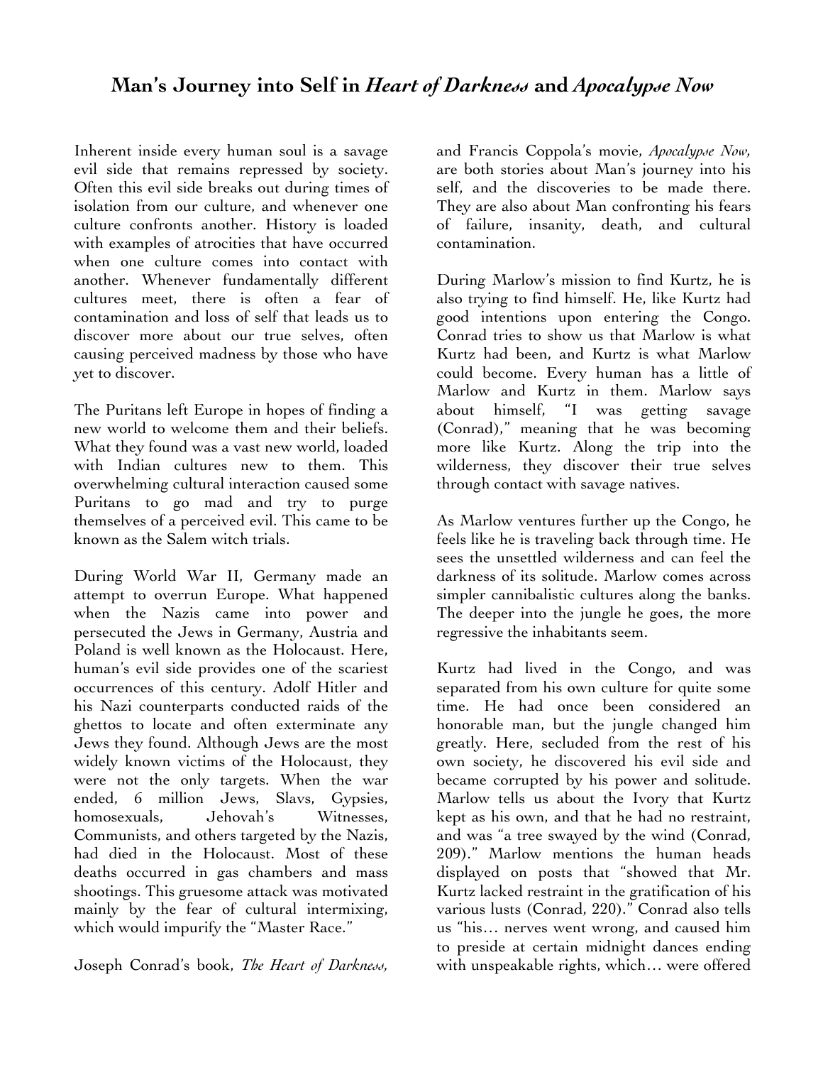# Man's Journey into Self in *Heart of Darkness* and *Apocalypse Now*

Inherent inside every human soul is a savage evil side that remains repressed by society. Often this evil side breaks out during times of isolation from our culture, and whenever one culture confronts another. History is loaded with examples of atrocities that have occurred when one culture comes into contact with another. Whenever fundamentally different cultures meet, there is often a fear of contamination and loss of self that leads us to discover more about our true selves, often causing perceived madness by those who have yet to discover.

The Puritans left Europe in hopes of finding a new world to welcome them and their beliefs. What they found was a vast new world, loaded with Indian cultures new to them. This overwhelming cultural interaction caused some Puritans to go mad and try to purge themselves of a perceived evil. This came to be known as the Salem witch trials.

During World War II, Germany made an attempt to overrun Europe. What happened when the Nazis came into power and persecuted the Jews in Germany, Austria and Poland is well known as the Holocaust. Here, human's evil side provides one of the scariest occurrences of this century. Adolf Hitler and his Nazi counterparts conducted raids of the ghettos to locate and often exterminate any Jews they found. Although Jews are the most widely known victims of the Holocaust, they were not the only targets. When the war ended, 6 million Jews, Slavs, Gypsies, homosexuals, Jehovah's Witnesses, Communists, and others targeted by the Nazis, had died in the Holocaust. Most of these deaths occurred in gas chambers and mass shootings. This gruesome attack was motivated mainly by the fear of cultural intermixing, which would impurify the "Master Race."

Joseph Conrad's book, *The Heart of Darkness*, and Francis Coppola's movie, *Apocalypse Now*, are both stories about Man's journey into his self, and the discoveries to be made there. They are also about Man confronting his fears of failure, insanity, death, and cultural contamination.

During Marlow's mission to find Kurtz, he is also trying to find himself. He, like Kurtz had good intentions upon entering the Congo. Conrad tries to show us that Marlow is what Kurtz had been, and Kurtz is what Marlow could become. Every human has a little of Marlow and Kurtz in them. Marlow says about himself, "I was getting savage (Conrad)," meaning that he was becoming more like Kurtz. Along the trip into the wilderness, they discover their true selves through contact with savage natives.

As Marlow ventures further up the Congo, he feels like he is traveling back through time. He sees the unsettled wilderness and can feel the darkness of its solitude. Marlow comes across simpler cannibalistic cultures along the banks. The deeper into the jungle he goes, the more regressive the inhabitants seem.

Kurtz had lived in the Congo, and was separated from his own culture for quite some time. He had once been considered an honorable man, but the jungle changed him greatly. Here, secluded from the rest of his own society, he discovered his evil side and became corrupted by his power and solitude. Marlow tells us about the Ivory that Kurtz kept as his own, and that he had no restraint, and was "a tree swayed by the wind (Conrad, 209)." Marlow mentions the human heads displayed on posts that "showed that Mr. Kurtz lacked restraint in the gratification of his various lusts (Conrad, 220)." Conrad also tells us "his… nerves went wrong, and caused him to preside at certain midnight dances ending with unspeakable rights, which… were offered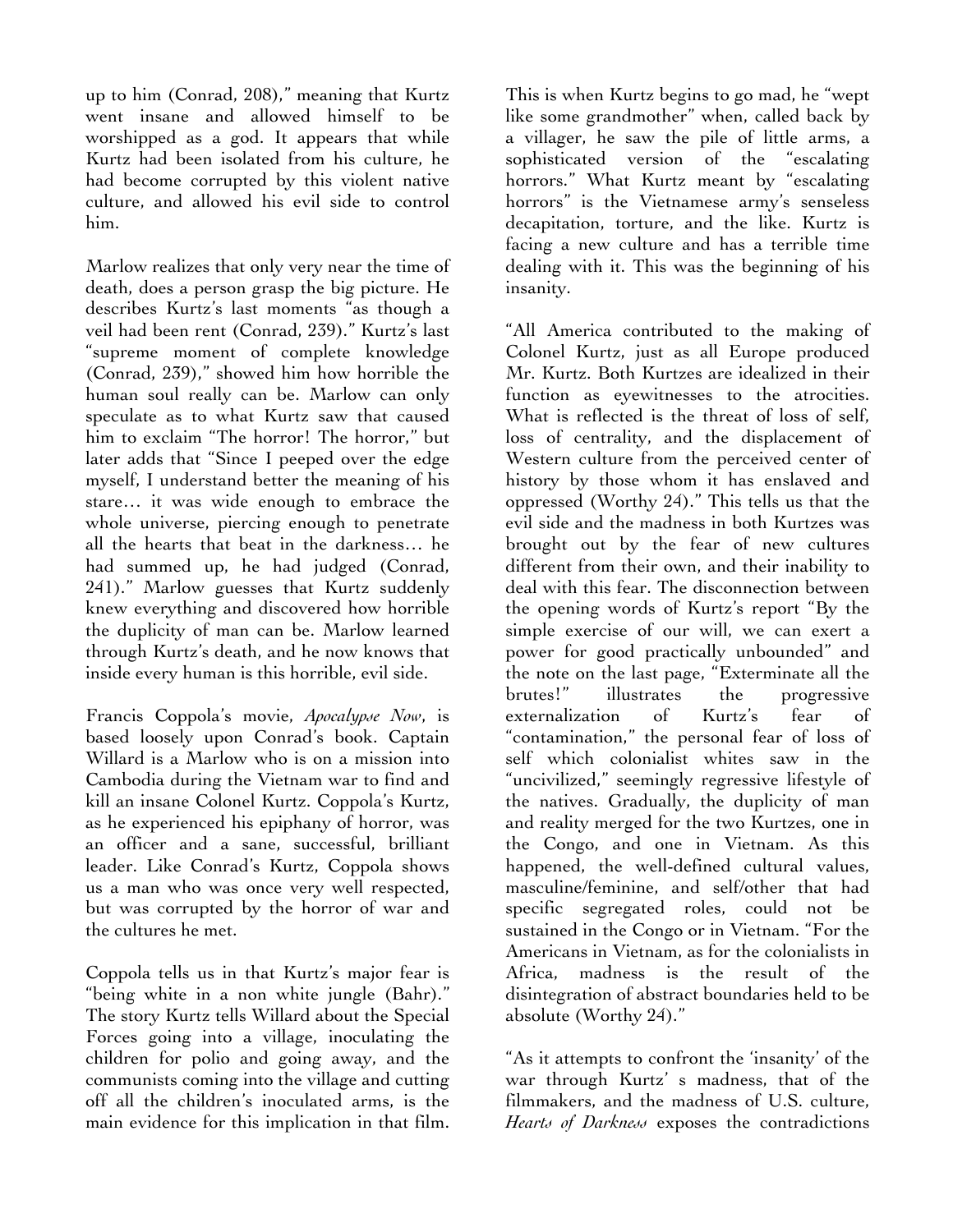up to him (Conrad, 208)," meaning that Kurtz went insane and allowed himself to be worshipped as a god. It appears that while Kurtz had been isolated from his culture, he had become corrupted by this violent native culture, and allowed his evil side to control him.

Marlow realizes that only very near the time of death, does a person grasp the big picture. He describes Kurtz's last moments "as though a veil had been rent (Conrad, 239)." Kurtz's last "supreme moment of complete knowledge (Conrad, 239)," showed him how horrible the human soul really can be. Marlow can only speculate as to what Kurtz saw that caused him to exclaim "The horror! The horror," but later adds that "Since I peeped over the edge myself, I understand better the meaning of his stare… it was wide enough to embrace the whole universe, piercing enough to penetrate all the hearts that beat in the darkness… he had summed up, he had judged (Conrad, 241)." Marlow guesses that Kurtz suddenly knew everything and discovered how horrible the duplicity of man can be. Marlow learned through Kurtz's death, and he now knows that inside every human is this horrible, evil side.

Francis Coppola's movie, *Apocalypse Now*, is based loosely upon Conrad's book. Captain Willard is a Marlow who is on a mission into Cambodia during the Vietnam war to find and kill an insane Colonel Kurtz. Coppola's Kurtz, as he experienced his epiphany of horror, was an officer and a sane, successful, brilliant leader. Like Conrad's Kurtz, Coppola shows us a man who was once very well respected, but was corrupted by the horror of war and the cultures he met.

Coppola tells us in that Kurtz's major fear is "being white in a non white jungle (Bahr)." The story Kurtz tells Willard about the Special Forces going into a village, inoculating the children for polio and going away, and the communists coming into the village and cutting off all the children's inoculated arms, is the main evidence for this implication in that film. This is when Kurtz begins to go mad, he "wept like some grandmother" when, called back by a villager, he saw the pile of little arms, a sophisticated version of the "escalating horrors." What Kurtz meant by "escalating horrors" is the Vietnamese army's senseless decapitation, torture, and the like. Kurtz is facing a new culture and has a terrible time dealing with it. This was the beginning of his insanity.

"All America contributed to the making of Colonel Kurtz, just as all Europe produced Mr. Kurtz. Both Kurtzes are idealized in their function as eyewitnesses to the atrocities. What is reflected is the threat of loss of self, loss of centrality, and the displacement of Western culture from the perceived center of history by those whom it has enslaved and oppressed (Worthy 24)." This tells us that the evil side and the madness in both Kurtzes was brought out by the fear of new cultures different from their own, and their inability to deal with this fear. The disconnection between the opening words of Kurtz's report "By the simple exercise of our will, we can exert a power for good practically unbounded" and the note on the last page, "Exterminate all the brutes!" illustrates the progressive externalization of Kurtz's fear of "contamination," the personal fear of loss of self which colonialist whites saw in the "uncivilized," seemingly regressive lifestyle of the natives. Gradually, the duplicity of man and reality merged for the two Kurtzes, one in the Congo, and one in Vietnam. As this happened, the well-defined cultural values, masculine/feminine, and self/other that had specific segregated roles, could not be sustained in the Congo or in Vietnam. "For the Americans in Vietnam, as for the colonialists in Africa, madness is the result of the disintegration of abstract boundaries held to be absolute (Worthy 24)."

"As it attempts to confront the 'insanity' of the war through Kurtz' s madness, that of the filmmakers, and the madness of U.S. culture, *Hearts of Darkness* exposes the contradictions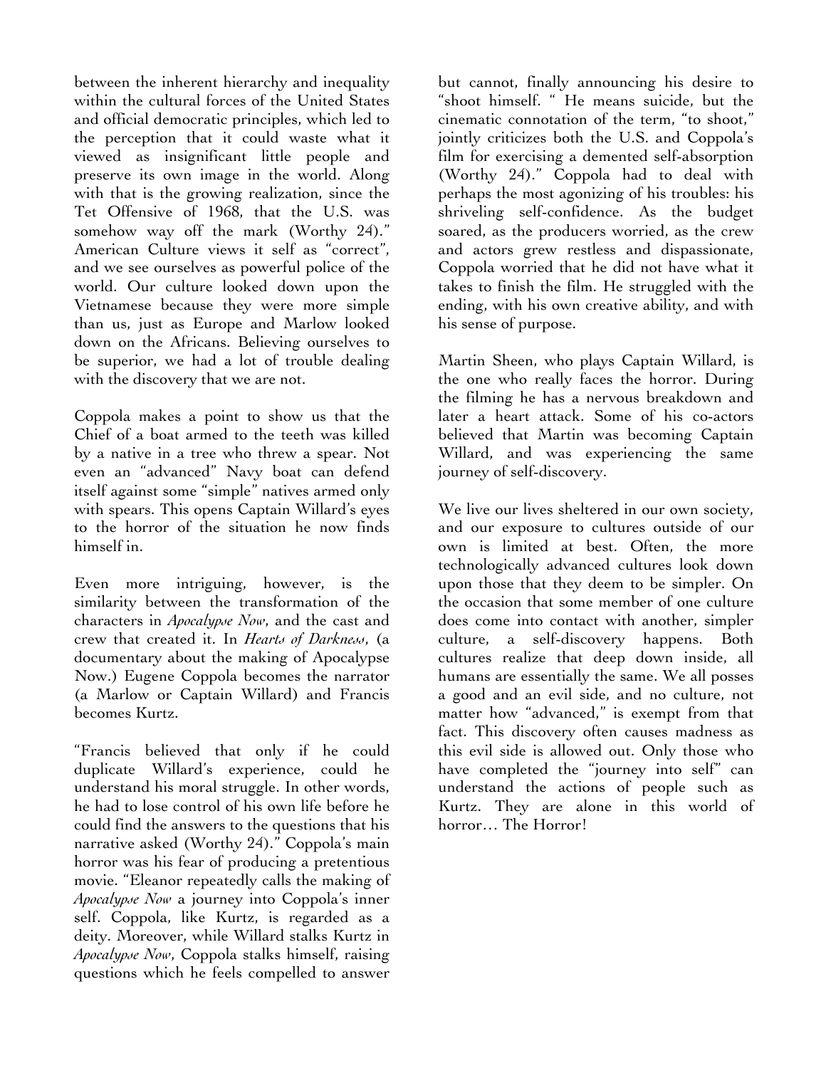between the inherent hierarchy and inequality within the cultural forces of the United States and official democratic principles, which led to the perception that it could waste what it viewed as insignificant little people and preserve its own image in the world. Along with that is the growing realization, since the Tet Offensive of 1968, that the U.S. was somehow way off the mark (Worthy 24)." American Culture views it self as "correct", and we see ourselves as powerful police of the world. Our culture looked down upon the Vietnamese because they were more simple than us, just as Europe and Marlow looked down on the Africans. Believing ourselves to be superior, we had a lot of trouble dealing with the discovery that we are not.

Coppola makes a point to show us that the Chief of a boat armed to the teeth was killed by a native in a tree who threw a spear. Not even an "advanced" Navy boat can defend itself against some "simple" natives armed only with spears. This opens Captain Willard's eyes to the horror of the situation he now finds himself in.

Even more intriguing, however, is the similarity between the transformation of the characters in *Apocalypse Now*, and the cast and crew that created it. In *Hearts of Darkness*, (a documentary about the making of Apocalypse Now.) Eugene Coppola becomes the narrator (a Marlow or Captain Willard) and Francis becomes Kurtz.

"Francis believed that only if he could duplicate Willard's experience, could he understand his moral struggle. In other words, he had to lose control of his own life before he could find the answers to the questions that his narrative asked (Worthy 24)." Coppola's main horror was his fear of producing a pretentious movie. "Eleanor repeatedly calls the making of *Apocalypse Now* a journey into Coppola's inner self. Coppola, like Kurtz, is regarded as a deity. Moreover, while Willard stalks Kurtz in *Apocalypse Now*, Coppola stalks himself, raising questions which he feels compelled to answer but cannot, finally announcing his desire to "shoot himself. " He means suicide, but the cinematic connotation of the term, "to shoot," jointly criticizes both the U.S. and Coppola's film for exercising a demented self-absorption (Worthy 24)." Coppola had to deal with perhaps the most agonizing of his troubles: his shriveling self-confidence. As the budget soared, as the producers worried, as the crew and actors grew restless and dispassionate, Coppola worried that he did not have what it takes to finish the film. He struggled with the ending, with his own creative ability, and with his sense of purpose.

Martin Sheen, who plays Captain Willard, is the one who really faces the horror. During the filming he has a nervous breakdown and later a heart attack. Some of his co-actors believed that Martin was becoming Captain Willard, and was experiencing the same journey of self-discovery.

We live our lives sheltered in our own society, and our exposure to cultures outside of our own is limited at best. Often, the more technologically advanced cultures look down upon those that they deem to be simpler. On the occasion that some member of one culture does come into contact with another, simpler culture, a self-discovery happens. Both cultures realize that deep down inside, all humans are essentially the same. We all posses a good and an evil side, and no culture, not matter how "advanced," is exempt from that fact. This discovery often causes madness as this evil side is allowed out. Only those who have completed the "journey into self" can understand the actions of people such as Kurtz. They are alone in this world of horror… The Horror!